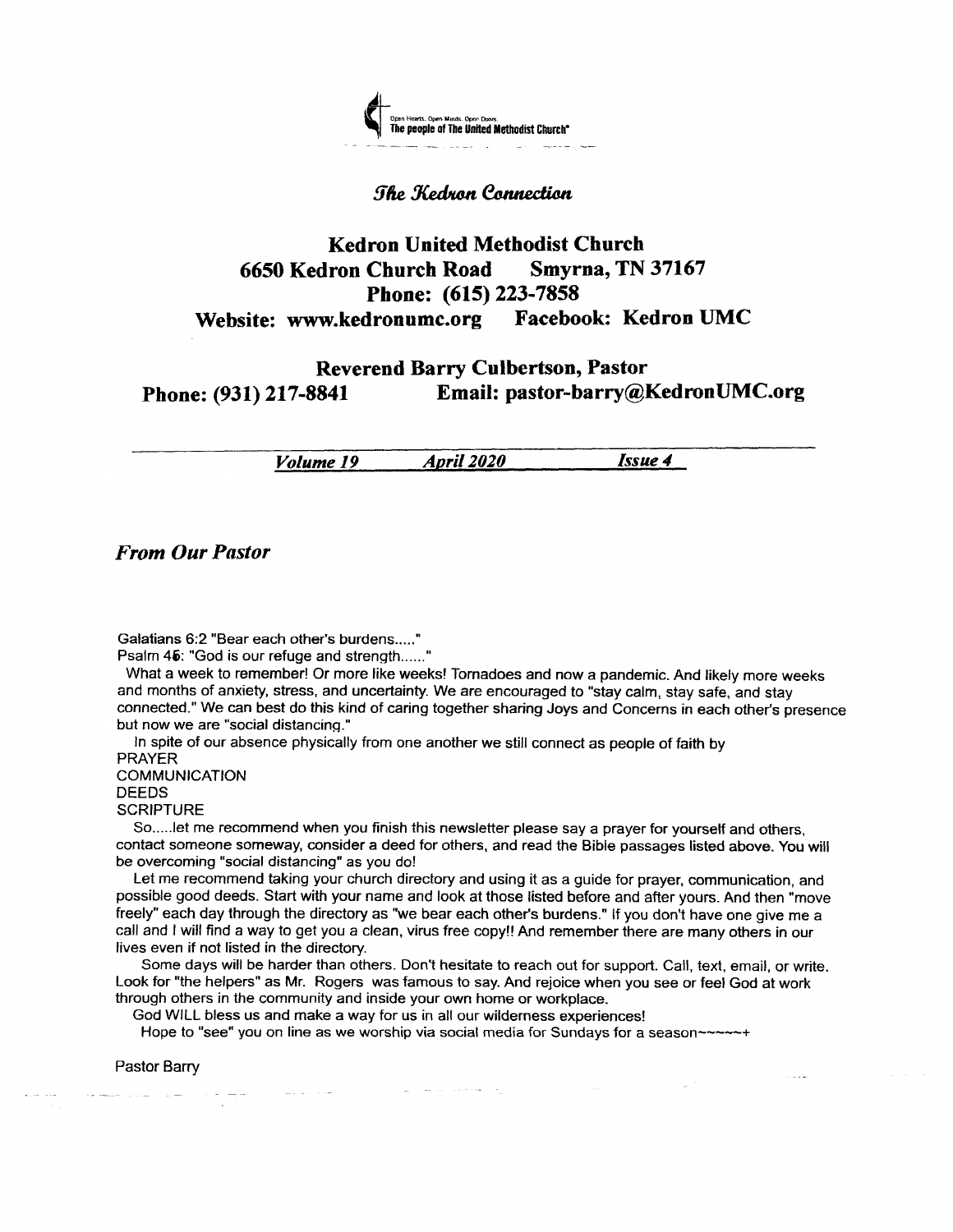Open Hearts. Open Minds. Open Doors.
The people of The United Methodist Church®

*The Kedron Connection*

# Kedron United Methodist Church

**6650 Kedron Church Road Smyrna, TN 37167**
**Phone: (615) 223-7858**
**Website: www.kedronumc.org Facebook: Kedron UMC**

**Reverend Barry Culbertson, Pastor**
**Phone: (931) 217-8841 Email: pastor-barry@KedronUMC.org**

***Volume 19 April 2020 Issue 4***

## *From Our Pastor*

Galatians 6:2 "Bear each other's burdens....."
Psalm 46: "God is our refuge and strength......"

What a week to remember! Or more like weeks! Tornadoes and now a pandemic. And likely more weeks and months of anxiety, stress, and uncertainty. We are encouraged to "stay calm, stay safe, and stay connected." We can best do this kind of caring together sharing Joys and Concerns in each other's presence but now we are "social distancing."

In spite of our absence physically from one another we still connect as people of faith by
PRAYER
COMMUNICATION
DEEDS
SCRIPTURE

So.....let me recommend when you finish this newsletter please say a prayer for yourself and others, contact someone someway, consider a deed for others, and read the Bible passages listed above. You will be overcoming "social distancing" as you do!

Let me recommend taking your church directory and using it as a guide for prayer, communication, and possible good deeds. Start with your name and look at those listed before and after yours. And then "move freely" each day through the directory as "we bear each other's burdens." If you don't have one give me a call and I will find a way to get you a clean, virus free copy!! And remember there are many others in our lives even if not listed in the directory.

Some days will be harder than others. Don't hesitate to reach out for support. Call, text, email, or write. Look for "the helpers" as Mr. Rogers was famous to say. And rejoice when you see or feel God at work through others in the community and inside your own home or workplace.

God WILL bless us and make a way for us in all our wilderness experiences!

Hope to "see" you on line as we worship via social media for Sundays for a season~~~~~+

Pastor Barry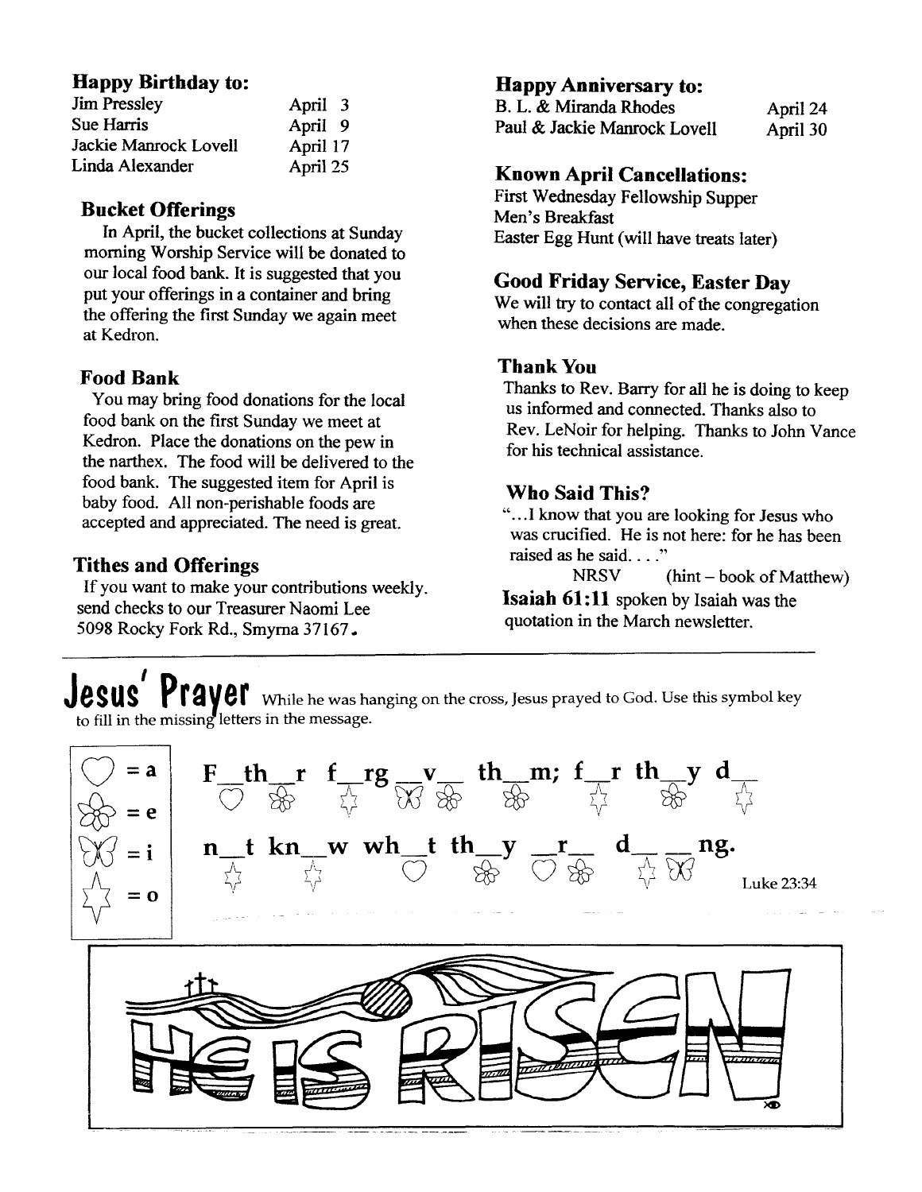## Happy Birthday to:

| | |
|---|---|
| Jim Pressley | April 3 |
| Sue Harris | April 9 |
| Jackie Manrock Lovell | April 17 |
| Linda Alexander | April 25 |

### Bucket Offerings

In April, the bucket collections at Sunday morning Worship Service will be donated to our local food bank. It is suggested that you put your offerings in a container and bring the offering the first Sunday we again meet at Kedron.

### Food Bank

You may bring food donations for the local food bank on the first Sunday we meet at Kedron. Place the donations on the pew in the narthex. The food will be delivered to the food bank. The suggested item for April is baby food. All non-perishable foods are accepted and appreciated. The need is great.

### Tithes and Offerings

If you want to make your contributions weekly. send checks to our Treasurer Naomi Lee 5098 Rocky Fork Rd., Smyrna 37167.

## Happy Anniversary to:

| | |
|---|---|
| B. L. & Miranda Rhodes | April 24 |
| Paul & Jackie Manrock Lovell | April 30 |

### Known April Cancellations:

First Wednesday Fellowship Supper
Men's Breakfast
Easter Egg Hunt (will have treats later)

### Good Friday Service, Easter Day

We will try to contact all of the congregation when these decisions are made.

### Thank You

Thanks to Rev. Barry for all he is doing to keep us informed and connected. Thanks also to Rev. LeNoir for helping. Thanks to John Vance for his technical assistance.

### Who Said This?

"...I know that you are looking for Jesus who was crucified. He is not here: for he has been raised as he said. . . ."

NRSV (hint – book of Matthew)

**Isaiah 61:11** spoken by Isaiah was the quotation in the March newsletter.

---

# Jesus' Prayer

While he was hanging on the cross, Jesus prayed to God. Use this symbol key to fill in the missing letters in the message.

♡ = a
✿ = e
butterfly = i
☆ = o

F__th__r f__rg__v__ th__m; f__r th__y d__

n__t kn__w wh__t th__y __r__ d__ __ng.

Luke 23:34

HE IS RISEN